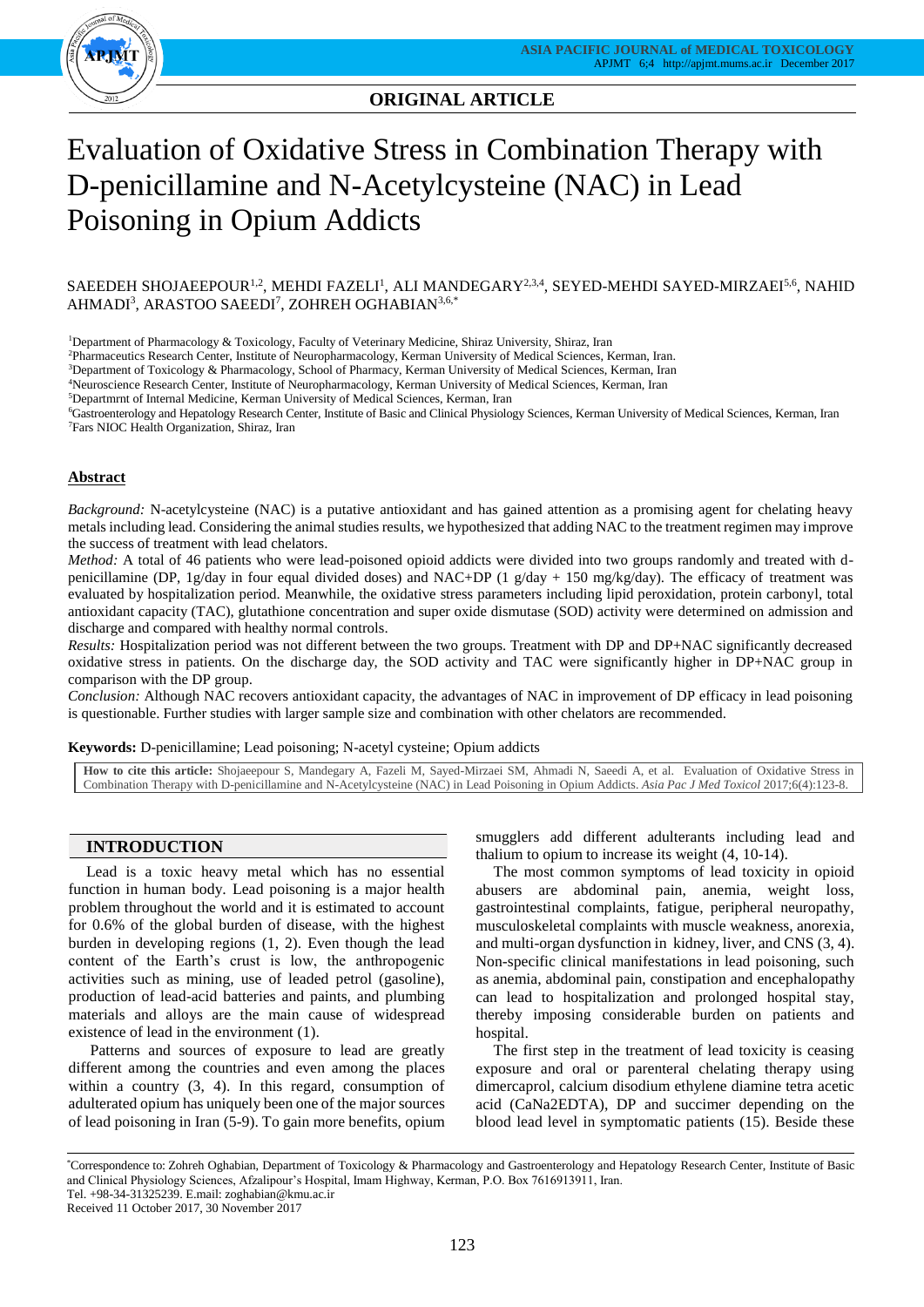**ORIGINAL ARTICLE**

# Evaluation of Oxidative Stress in Combination Therapy with D-penicillamine and N-Acetylcysteine (NAC) in Lead Poisoning in Opium Addicts

SAEEDEH SHOJAEEPOUR[1,2], MEHDI FAZELI[1], ALI MANDEGARY[2,3,4], SEYED-MEHDI SAYED-MIRZAEI[5,6], NAHID AHMADI[3], ARASTOO SAEEDI[7], ZOHREH OGHABIAN[3,6,*]

[1]Department of Pharmacology & Toxicology, Faculty of Veterinary Medicine, Shiraz University, Shiraz, Iran
[2]Pharmaceutics Research Center, Institute of Neuropharmacology, Kerman University of Medical Sciences, Kerman, Iran.
[3]Department of Toxicology & Pharmacology, School of Pharmacy, Kerman University of Medical Sciences, Kerman, Iran
[4]Neuroscience Research Center, Institute of Neuropharmacology, Kerman University of Medical Sciences, Kerman, Iran
[5]Departmrnt of Internal Medicine, Kerman University of Medical Sciences, Kerman, Iran
[6]Gastroenterology and Hepatology Research Center, Institute of Basic and Clinical Physiology Sciences, Kerman University of Medical Sciences, Kerman, Iran
[7]Fars NIOC Health Organization, Shiraz, Iran

## Abstract

*Background:* N-acetylcysteine (NAC) is a putative antioxidant and has gained attention as a promising agent for chelating heavy metals including lead. Considering the animal studies results, we hypothesized that adding NAC to the treatment regimen may improve the success of treatment with lead chelators.

*Method:* A total of 46 patients who were lead-poisoned opioid addicts were divided into two groups randomly and treated with d-penicillamine (DP, 1g/day in four equal divided doses) and NAC+DP (1 g/day + 150 mg/kg/day). The efficacy of treatment was evaluated by hospitalization period. Meanwhile, the oxidative stress parameters including lipid peroxidation, protein carbonyl, total antioxidant capacity (TAC), glutathione concentration and super oxide dismutase (SOD) activity were determined on admission and discharge and compared with healthy normal controls.

*Results:* Hospitalization period was not different between the two groups. Treatment with DP and DP+NAC significantly decreased oxidative stress in patients. On the discharge day, the SOD activity and TAC were significantly higher in DP+NAC group in comparison with the DP group.

*Conclusion:* Although NAC recovers antioxidant capacity, the advantages of NAC in improvement of DP efficacy in lead poisoning is questionable. Further studies with larger sample size and combination with other chelators are recommended.

**Keywords:** D-penicillamine; Lead poisoning; N-acetyl cysteine; Opium addicts

**How to cite this article:** Shojaeepour S, Mandegary A, Fazeli M, Sayed-Mirzaei SM, Ahmadi N, Saeedi A, et al. Evaluation of Oxidative Stress in Combination Therapy with D-penicillamine and N-Acetylcysteine (NAC) in Lead Poisoning in Opium Addicts. *Asia Pac J Med Toxicol* 2017;6(4):123-8.

## INTRODUCTION

Lead is a toxic heavy metal which has no essential function in human body. Lead poisoning is a major health problem throughout the world and it is estimated to account for 0.6% of the global burden of disease, with the highest burden in developing regions (1, 2). Even though the lead content of the Earth's crust is low, the anthropogenic activities such as mining, use of leaded petrol (gasoline), production of lead-acid batteries and paints, and plumbing materials and alloys are the main cause of widespread existence of lead in the environment (1).

Patterns and sources of exposure to lead are greatly different among the countries and even among the places within a country (3, 4). In this regard, consumption of adulterated opium has uniquely been one of the major sources of lead poisoning in Iran (5-9). To gain more benefits, opium smugglers add different adulterants including lead and thalium to opium to increase its weight (4, 10-14).

The most common symptoms of lead toxicity in opioid abusers are abdominal pain, anemia, weight loss, gastrointestinal complaints, fatigue, peripheral neuropathy, musculoskeletal complaints with muscle weakness, anorexia, and multi-organ dysfunction in kidney, liver, and CNS (3, 4). Non-specific clinical manifestations in lead poisoning, such as anemia, abdominal pain, constipation and encephalopathy can lead to hospitalization and prolonged hospital stay, thereby imposing considerable burden on patients and hospital.

The first step in the treatment of lead toxicity is ceasing exposure and oral or parenteral chelating therapy using dimercaprol, calcium disodium ethylene diamine tetra acetic acid (CaNa2EDTA), DP and succimer depending on the blood lead level in symptomatic patients (15). Beside these

*Correspondence to: Zohreh Oghabian, Department of Toxicology & Pharmacology and Gastroenterology and Hepatology Research Center, Institute of Basic and Clinical Physiology Sciences, Afzalipour's Hospital, Imam Highway, Kerman, P.O. Box 7616913911, Iran.
Tel. +98-34-31325239. E.mail: zoghabian@kmu.ac.ir
Received 11 October 2017, 30 November 2017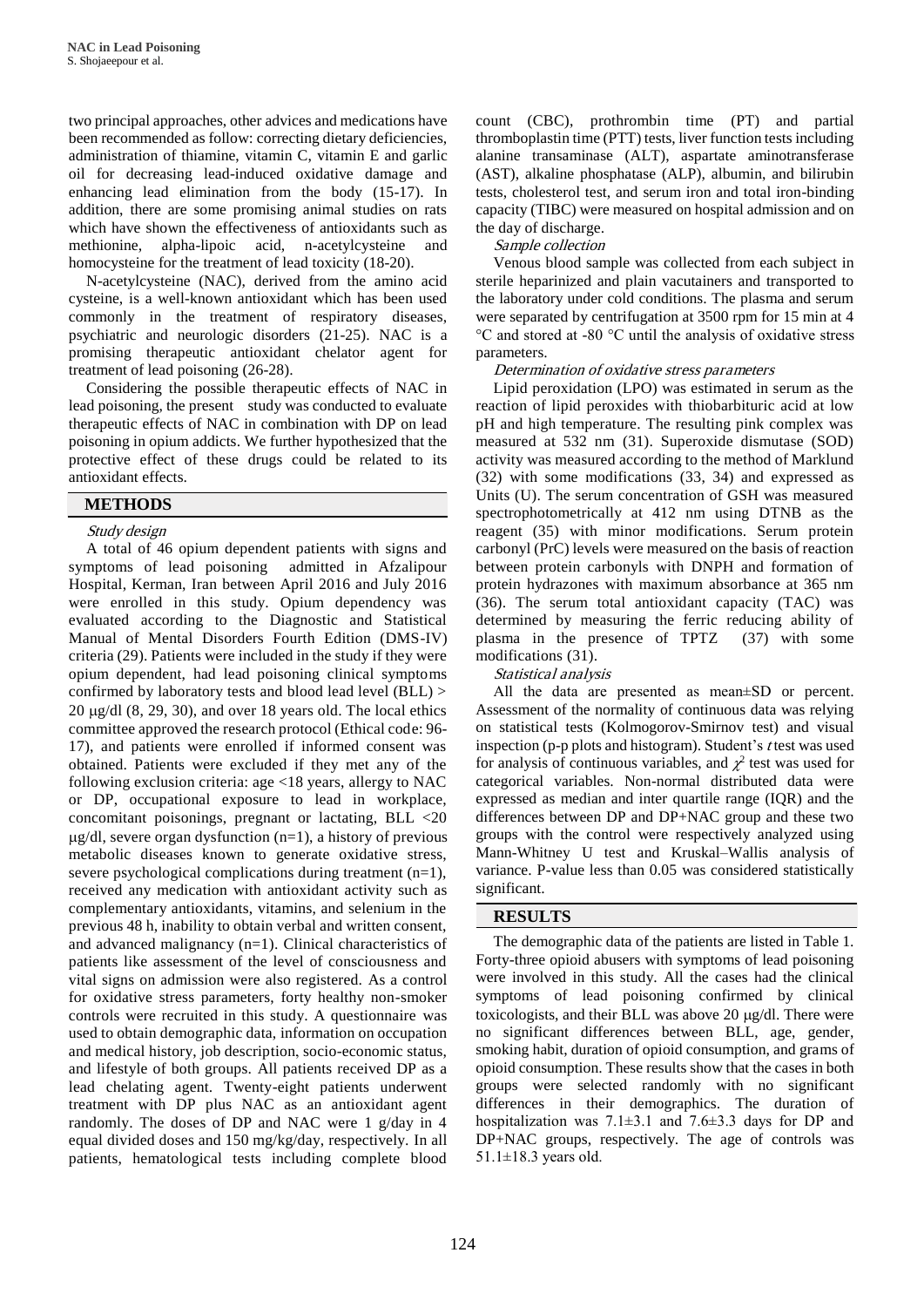two principal approaches, other advices and medications have been recommended as follow: correcting dietary deficiencies, administration of thiamine, vitamin C, vitamin E and garlic oil for decreasing lead-induced oxidative damage and enhancing lead elimination from the body (15-17). In addition, there are some promising animal studies on rats which have shown the effectiveness of antioxidants such as methionine, alpha-lipoic acid, n-acetylcysteine and homocysteine for the treatment of lead toxicity (18-20).

N-acetylcysteine (NAC), derived from the amino acid cysteine, is a well-known antioxidant which has been used commonly in the treatment of respiratory diseases, psychiatric and neurologic disorders (21-25). NAC is a promising therapeutic antioxidant chelator agent for treatment of lead poisoning (26-28).

Considering the possible therapeutic effects of NAC in lead poisoning, the present study was conducted to evaluate therapeutic effects of NAC in combination with DP on lead poisoning in opium addicts. We further hypothesized that the protective effect of these drugs could be related to its antioxidant effects.

## METHODS

*Study design*

A total of 46 opium dependent patients with signs and symptoms of lead poisoning admitted in Afzalipour Hospital, Kerman, Iran between April 2016 and July 2016 were enrolled in this study. Opium dependency was evaluated according to the Diagnostic and Statistical Manual of Mental Disorders Fourth Edition (DMS-IV) criteria (29). Patients were included in the study if they were opium dependent, had lead poisoning clinical symptoms confirmed by laboratory tests and blood lead level (BLL) > 20 μg/dl (8, 29, 30), and over 18 years old. The local ethics committee approved the research protocol (Ethical code: 96-17), and patients were enrolled if informed consent was obtained. Patients were excluded if they met any of the following exclusion criteria: age <18 years, allergy to NAC or DP, occupational exposure to lead in workplace, concomitant poisonings, pregnant or lactating, BLL <20 μg/dl, severe organ dysfunction (n=1), a history of previous metabolic diseases known to generate oxidative stress, severe psychological complications during treatment (n=1), received any medication with antioxidant activity such as complementary antioxidants, vitamins, and selenium in the previous 48 h, inability to obtain verbal and written consent, and advanced malignancy (n=1). Clinical characteristics of patients like assessment of the level of consciousness and vital signs on admission were also registered. As a control for oxidative stress parameters, forty healthy non-smoker controls were recruited in this study. A questionnaire was used to obtain demographic data, information on occupation and medical history, job description, socio-economic status, and lifestyle of both groups. All patients received DP as a lead chelating agent. Twenty-eight patients underwent treatment with DP plus NAC as an antioxidant agent randomly. The doses of DP and NAC were 1 g/day in 4 equal divided doses and 150 mg/kg/day, respectively. In all patients, hematological tests including complete blood count (CBC), prothrombin time (PT) and partial thromboplastin time (PTT) tests, liver function tests including alanine transaminase (ALT), aspartate aminotransferase (AST), alkaline phosphatase (ALP), albumin, and bilirubin tests, cholesterol test, and serum iron and total iron-binding capacity (TIBC) were measured on hospital admission and on the day of discharge.

*Sample collection*

Venous blood sample was collected from each subject in sterile heparinized and plain vacutainers and transported to the laboratory under cold conditions. The plasma and serum were separated by centrifugation at 3500 rpm for 15 min at 4 °C and stored at -80 °C until the analysis of oxidative stress parameters.

*Determination of oxidative stress parameters*

Lipid peroxidation (LPO) was estimated in serum as the reaction of lipid peroxides with thiobarbituric acid at low pH and high temperature. The resulting pink complex was measured at 532 nm (31). Superoxide dismutase (SOD) activity was measured according to the method of Marklund (32) with some modifications (33, 34) and expressed as Units (U). The serum concentration of GSH was measured spectrophotometrically at 412 nm using DTNB as the reagent (35) with minor modifications. Serum protein carbonyl (PrC) levels were measured on the basis of reaction between protein carbonyls with DNPH and formation of protein hydrazones with maximum absorbance at 365 nm (36). The serum total antioxidant capacity (TAC) was determined by measuring the ferric reducing ability of plasma in the presence of TPTZ (37) with some modifications (31).

*Statistical analysis*

All the data are presented as mean±SD or percent. Assessment of the normality of continuous data was relying on statistical tests (Kolmogorov-Smirnov test) and visual inspection (p-p plots and histogram). Student's *t* test was used for analysis of continuous variables, and $\chi^2$ test was used for categorical variables. Non-normal distributed data were expressed as median and inter quartile range (IQR) and the differences between DP and DP+NAC group and these two groups with the control were respectively analyzed using Mann-Whitney U test and Kruskal–Wallis analysis of variance. P-value less than 0.05 was considered statistically significant.

## RESULTS

The demographic data of the patients are listed in Table 1. Forty-three opioid abusers with symptoms of lead poisoning were involved in this study. All the cases had the clinical symptoms of lead poisoning confirmed by clinical toxicologists, and their BLL was above 20 μg/dl. There were no significant differences between BLL, age, gender, smoking habit, duration of opioid consumption, and grams of opioid consumption. These results show that the cases in both groups were selected randomly with no significant differences in their demographics. The duration of hospitalization was 7.1±3.1 and 7.6±3.3 days for DP and DP+NAC groups, respectively. The age of controls was 51.1±18.3 years old.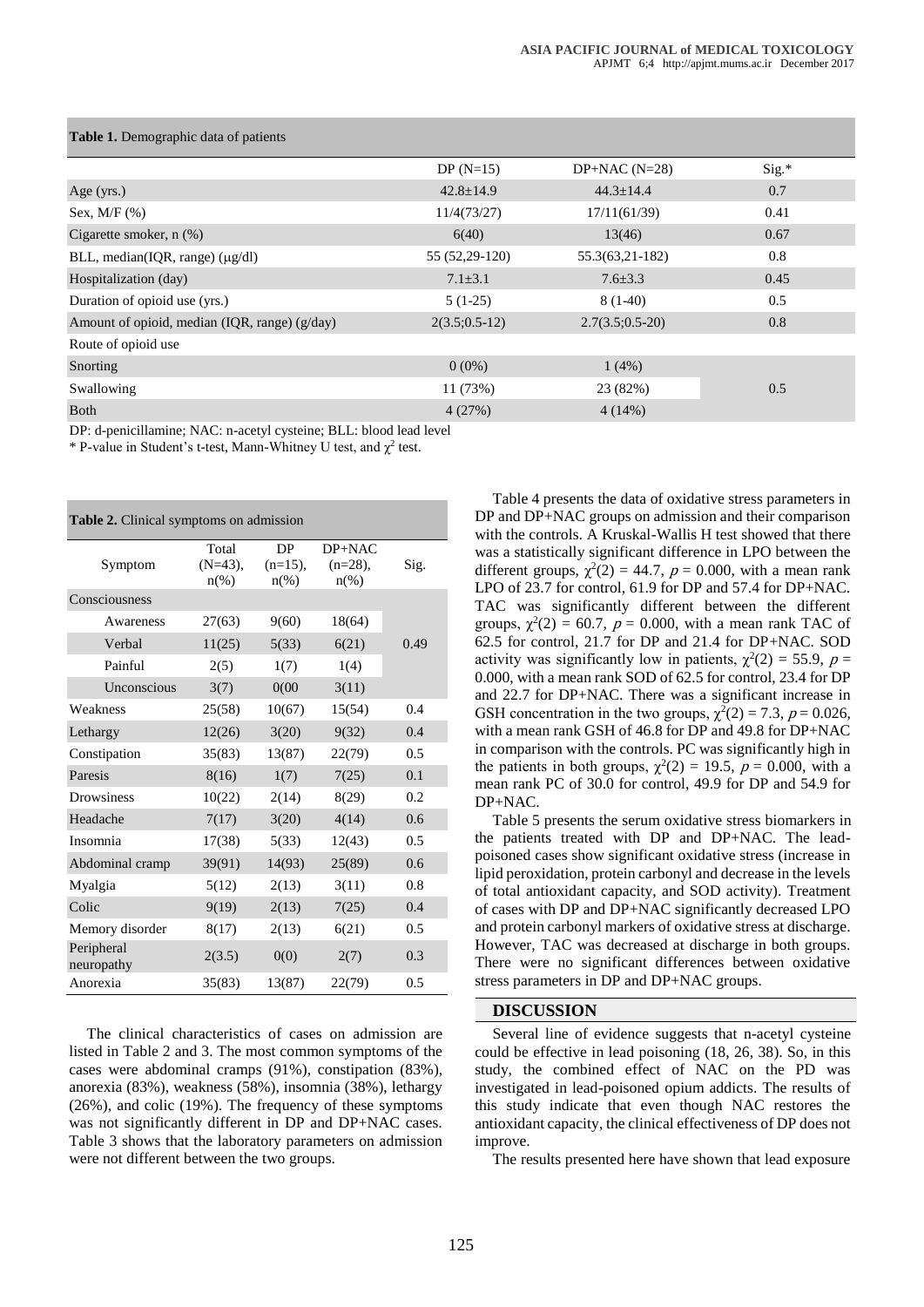**Table 1.** Demographic data of patients

| | DP (N=15) | DP+NAC (N=28) | Sig.* |
|---|---|---|---|
| Age (yrs.) | 42.8±14.9 | 44.3±14.4 | 0.7 |
| Sex, M/F (%) | 11/4(73/27) | 17/11(61/39) | 0.41 |
| Cigarette smoker, n (%) | 6(40) | 13(46) | 0.67 |
| BLL, median(IQR, range) (μg/dl) | 55 (52,29-120) | 55.3(63,21-182) | 0.8 |
| Hospitalization (day) | 7.1±3.1 | 7.6±3.3 | 0.45 |
| Duration of opioid use (yrs.) | 5 (1-25) | 8 (1-40) | 0.5 |
| Amount of opioid, median (IQR, range) (g/day) | 2(3.5;0.5-12) | 2.7(3.5;0.5-20) | 0.8 |
| Route of opioid use | | | |
| Snorting | 0 (0%) | 1 (4%) | |
| Swallowing | 11 (73%) | 23 (82%) | 0.5 |
| Both | 4 (27%) | 4 (14%) | |

DP: d-penicillamine; NAC: n-acetyl cysteine; BLL: blood lead level

\* P-value in Student's t-test, Mann-Whitney U test, and $\chi^2$ test.

**Table 2.** Clinical symptoms on admission

| Symptom | Total (N=43), n(%) | DP (n=15), n(%) | DP+NAC (n=28), n(%) | Sig. |
|---|---|---|---|---|
| Consciousness | | | | |
| Awareness | 27(63) | 9(60) | 18(64) | |
| Verbal | 11(25) | 5(33) | 6(21) | 0.49 |
| Painful | 2(5) | 1(7) | 1(4) | |
| Unconscious | 3(7) | 0(00 | 3(11) | |
| Weakness | 25(58) | 10(67) | 15(54) | 0.4 |
| Lethargy | 12(26) | 3(20) | 9(32) | 0.4 |
| Constipation | 35(83) | 13(87) | 22(79) | 0.5 |
| Paresis | 8(16) | 1(7) | 7(25) | 0.1 |
| Drowsiness | 10(22) | 2(14) | 8(29) | 0.2 |
| Headache | 7(17) | 3(20) | 4(14) | 0.6 |
| Insomnia | 17(38) | 5(33) | 12(43) | 0.5 |
| Abdominal cramp | 39(91) | 14(93) | 25(89) | 0.6 |
| Myalgia | 5(12) | 2(13) | 3(11) | 0.8 |
| Colic | 9(19) | 2(13) | 7(25) | 0.4 |
| Memory disorder | 8(17) | 2(13) | 6(21) | 0.5 |
| Peripheral neuropathy | 2(3.5) | 0(0) | 2(7) | 0.3 |
| Anorexia | 35(83) | 13(87) | 22(79) | 0.5 |

The clinical characteristics of cases on admission are listed in Table 2 and 3. The most common symptoms of the cases were abdominal cramps (91%), constipation (83%), anorexia (83%), weakness (58%), insomnia (38%), lethargy (26%), and colic (19%). The frequency of these symptoms was not significantly different in DP and DP+NAC cases. Table 3 shows that the laboratory parameters on admission were not different between the two groups.

Table 4 presents the data of oxidative stress parameters in DP and DP+NAC groups on admission and their comparison with the controls. A Kruskal-Wallis H test showed that there was a statistically significant difference in LPO between the different groups, $\chi^2(2) = 44.7$, $p = 0.000$, with a mean rank LPO of 23.7 for control, 61.9 for DP and 57.4 for DP+NAC. TAC was significantly different between the different groups, $\chi^2(2) = 60.7$, $p = 0.000$, with a mean rank TAC of 62.5 for control, 21.7 for DP and 21.4 for DP+NAC. SOD activity was significantly low in patients, $\chi^2(2) = 55.9$, $p = 0.000$, with a mean rank SOD of 62.5 for control, 23.4 for DP and 22.7 for DP+NAC. There was a significant increase in GSH concentration in the two groups, $\chi^2(2) = 7.3$, $p = 0.026$, with a mean rank GSH of 46.8 for DP and 49.8 for DP+NAC in comparison with the controls. PC was significantly high in the patients in both groups, $\chi^2(2) = 19.5$, $p = 0.000$, with a mean rank PC of 30.0 for control, 49.9 for DP and 54.9 for DP+NAC.

Table 5 presents the serum oxidative stress biomarkers in the patients treated with DP and DP+NAC. The lead-poisoned cases show significant oxidative stress (increase in lipid peroxidation, protein carbonyl and decrease in the levels of total antioxidant capacity, and SOD activity). Treatment of cases with DP and DP+NAC significantly decreased LPO and protein carbonyl markers of oxidative stress at discharge. However, TAC was decreased at discharge in both groups. There were no significant differences between oxidative stress parameters in DP and DP+NAC groups.

## DISCUSSION

Several line of evidence suggests that n-acetyl cysteine could be effective in lead poisoning (18, 26, 38). So, in this study, the combined effect of NAC on the PD was investigated in lead-poisoned opium addicts. The results of this study indicate that even though NAC restores the antioxidant capacity, the clinical effectiveness of DP does not improve.

The results presented here have shown that lead exposure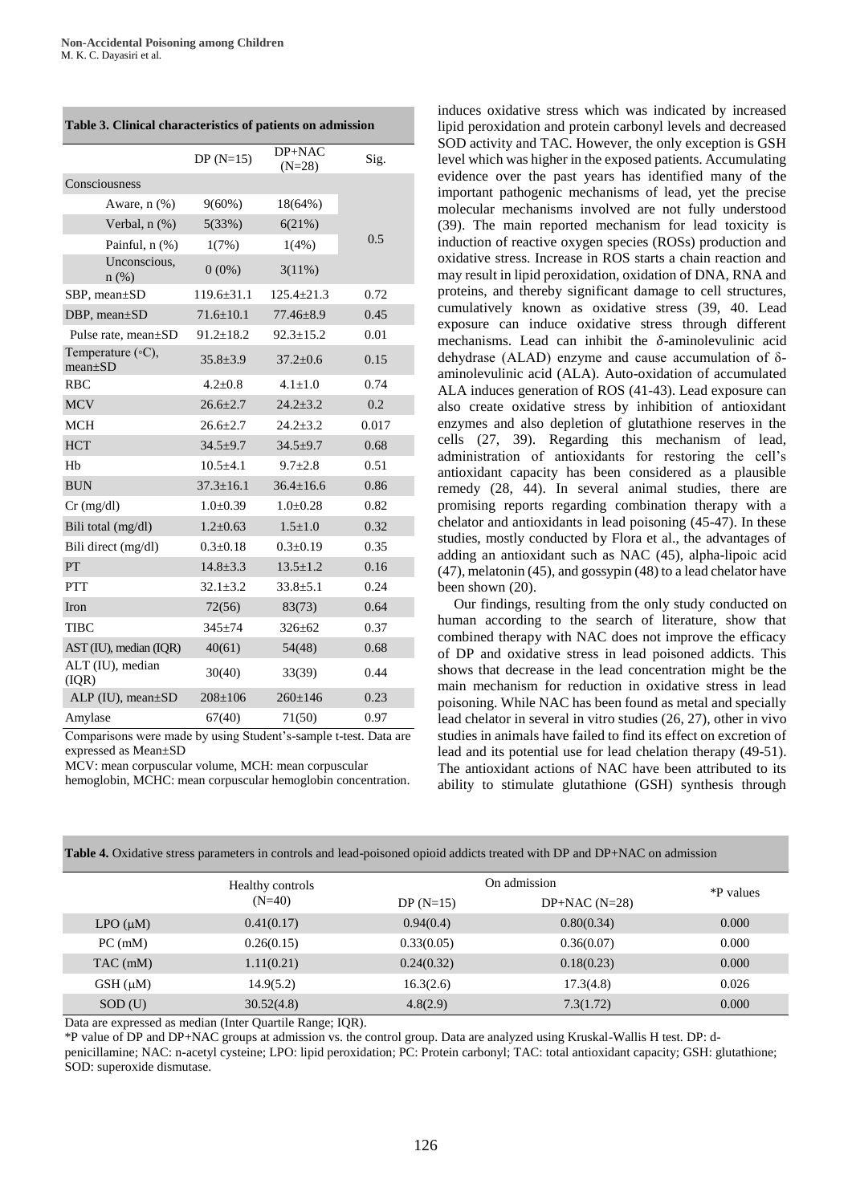**Table 3. Clinical characteristics of patients on admission**

| | DP (N=15) | DP+NAC (N=28) | Sig. |
|---|---|---|---|
| Consciousness | | | |
| Aware, n (%) | 9(60%) | 18(64%) | 0.5 |
| Verbal, n (%) | 5(33%) | 6(21%) | |
| Painful, n (%) | 1(7%) | 1(4%) | |
| Unconscious, n (%) | 0 (0%) | 3(11%) | |
| SBP, mean±SD | 119.6±31.1 | 125.4±21.3 | 0.72 |
| DBP, mean±SD | 71.6±10.1 | 77.46±8.9 | 0.45 |
| Pulse rate, mean±SD | 91.2±18.2 | 92.3±15.2 | 0.01 |
| Temperature (◦C), mean±SD | 35.8±3.9 | 37.2±0.6 | 0.15 |
| RBC | 4.2±0.8 | 4.1±1.0 | 0.74 |
| MCV | 26.6±2.7 | 24.2±3.2 | 0.2 |
| MCH | 26.6±2.7 | 24.2±3.2 | 0.017 |
| HCT | 34.5±9.7 | 34.5±9.7 | 0.68 |
| Hb | 10.5±4.1 | 9.7±2.8 | 0.51 |
| BUN | 37.3±16.1 | 36.4±16.6 | 0.86 |
| Cr (mg/dl) | 1.0±0.39 | 1.0±0.28 | 0.82 |
| Bili total (mg/dl) | 1.2±0.63 | 1.5±1.0 | 0.32 |
| Bili direct (mg/dl) | 0.3±0.18 | 0.3±0.19 | 0.35 |
| PT | 14.8±3.3 | 13.5±1.2 | 0.16 |
| PTT | 32.1±3.2 | 33.8±5.1 | 0.24 |
| Iron | 72(56) | 83(73) | 0.64 |
| TIBC | 345±74 | 326±62 | 0.37 |
| AST (IU), median (IQR) | 40(61) | 54(48) | 0.68 |
| ALT (IU), median (IQR) | 30(40) | 33(39) | 0.44 |
| ALP (IU), mean±SD | 208±106 | 260±146 | 0.23 |
| Amylase | 67(40) | 71(50) | 0.97 |

Comparisons were made by using Student's-sample t-test. Data are expressed as Mean±SD

MCV: mean corpuscular volume, MCH: mean corpuscular hemoglobin, MCHC: mean corpuscular hemoglobin concentration.

induces oxidative stress which was indicated by increased lipid peroxidation and protein carbonyl levels and decreased SOD activity and TAC. However, the only exception is GSH level which was higher in the exposed patients. Accumulating evidence over the past years has identified many of the important pathogenic mechanisms of lead, yet the precise molecular mechanisms involved are not fully understood (39). The main reported mechanism for lead toxicity is induction of reactive oxygen species (ROSs) production and oxidative stress. Increase in ROS starts a chain reaction and may result in lipid peroxidation, oxidation of DNA, RNA and proteins, and thereby significant damage to cell structures, cumulatively known as oxidative stress (39, 40. Lead exposure can induce oxidative stress through different mechanisms. Lead can inhibit the δ-aminolevulinic acid dehydrase (ALAD) enzyme and cause accumulation of δ-aminolevulinic acid (ALA). Auto-oxidation of accumulated ALA induces generation of ROS (41-43). Lead exposure can also create oxidative stress by inhibition of antioxidant enzymes and also depletion of glutathione reserves in the cells (27, 39). Regarding this mechanism of lead, administration of antioxidants for restoring the cell's antioxidant capacity has been considered as a plausible remedy (28, 44). In several animal studies, there are promising reports regarding combination therapy with a chelator and antioxidants in lead poisoning (45-47). In these studies, mostly conducted by Flora et al., the advantages of adding an antioxidant such as NAC (45), alpha-lipoic acid (47), melatonin (45), and gossypin (48) to a lead chelator have been shown (20).

Our findings, resulting from the only study conducted on human according to the search of literature, show that combined therapy with NAC does not improve the efficacy of DP and oxidative stress in lead poisoned addicts. This shows that decrease in the lead concentration might be the main mechanism for reduction in oxidative stress in lead poisoning. While NAC has been found as metal and specially lead chelator in several in vitro studies (26, 27), other in vivo studies in animals have failed to find its effect on excretion of lead and its potential use for lead chelation therapy (49-51). The antioxidant actions of NAC have been attributed to its ability to stimulate glutathione (GSH) synthesis through

**Table 4.** Oxidative stress parameters in controls and lead-poisoned opioid addicts treated with DP and DP+NAC on admission

| | Healthy controls (N=40) | On admission | | *P values |
|---|---|---|---|---|
| | | DP (N=15) | DP+NAC (N=28) | |
| LPO (μM) | 0.41(0.17) | 0.94(0.4) | 0.80(0.34) | 0.000 |
| PC (mM) | 0.26(0.15) | 0.33(0.05) | 0.36(0.07) | 0.000 |
| TAC (mM) | 1.11(0.21) | 0.24(0.32) | 0.18(0.23) | 0.000 |
| GSH (μM) | 14.9(5.2) | 16.3(2.6) | 17.3(4.8) | 0.026 |
| SOD (U) | 30.52(4.8) | 4.8(2.9) | 7.3(1.72) | 0.000 |

Data are expressed as median (Inter Quartile Range; IQR).

*P value of DP and DP+NAC groups at admission vs. the control group. Data are analyzed using Kruskal-Wallis H test. DP: d-penicillamine; NAC: n-acetyl cysteine; LPO: lipid peroxidation; PC: Protein carbonyl; TAC: total antioxidant capacity; GSH: glutathione; SOD: superoxide dismutase.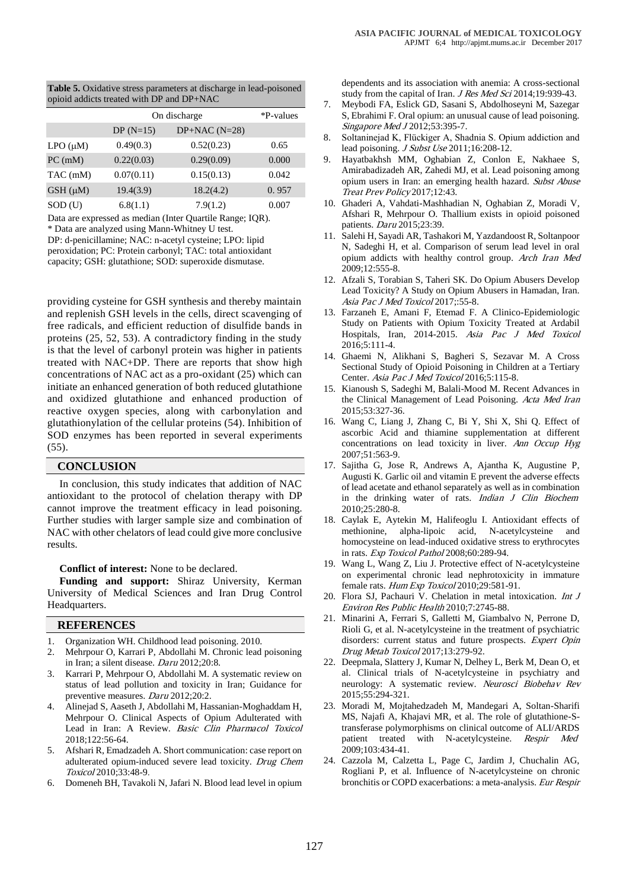**Table 5.** Oxidative stress parameters at discharge in lead-poisoned opioid addicts treated with DP and DP+NAC

| | On discharge | | *P-values |
|---|---|---|---|
| | DP (N=15) | DP+NAC (N=28) | |
| LPO (μM) | 0.49(0.3) | 0.52(0.23) | 0.65 |
| PC (mM) | 0.22(0.03) | 0.29(0.09) | 0.000 |
| TAC (mM) | 0.07(0.11) | 0.15(0.13) | 0.042 |
| GSH (μM) | 19.4(3.9) | 18.2(4.2) | 0. 957 |
| SOD (U) | 6.8(1.1) | 7.9(1.2) | 0.007 |

Data are expressed as median (Inter Quartile Range; IQR).
* Data are analyzed using Mann-Whitney U test.
DP: d-penicillamine; NAC: n-acetyl cysteine; LPO: lipid peroxidation; PC: Protein carbonyl; TAC: total antioxidant capacity; GSH: glutathione; SOD: superoxide dismutase.

providing cysteine for GSH synthesis and thereby maintain and replenish GSH levels in the cells, direct scavenging of free radicals, and efficient reduction of disulfide bands in proteins (25, 52, 53). A contradictory finding in the study is that the level of carbonyl protein was higher in patients treated with NAC+DP. There are reports that show high concentrations of NAC act as a pro-oxidant (25) which can initiate an enhanced generation of both reduced glutathione and oxidized glutathione and enhanced production of reactive oxygen species, along with carbonylation and glutathionylation of the cellular proteins (54). Inhibition of SOD enzymes has been reported in several experiments (55).

## CONCLUSION

In conclusion, this study indicates that addition of NAC antioxidant to the protocol of chelation therapy with DP cannot improve the treatment efficacy in lead poisoning. Further studies with larger sample size and combination of NAC with other chelators of lead could give more conclusive results.

**Conflict of interest:** None to be declared.

**Funding and support:** Shiraz University, Kerman University of Medical Sciences and Iran Drug Control Headquarters.

## REFERENCES

1. Organization WH. Childhood lead poisoning. 2010.
2. Mehrpour O, Karrari P, Abdollahi M. Chronic lead poisoning in Iran; a silent disease. *Daru* 2012;20:8.
3. Karrari P, Mehrpour O, Abdollahi M. A systematic review on status of lead pollution and toxicity in Iran; Guidance for preventive measures. *Daru* 2012;20:2.
4. Alinejad S, Aaseth J, Abdollahi M, Hassanian-Moghaddam H, Mehrpour O. Clinical Aspects of Opium Adulterated with Lead in Iran: A Review. *Basic Clin Pharmacol Toxicol* 2018;122:56-64.
5. Afshari R, Emadzadeh A. Short communication: case report on adulterated opium-induced severe lead toxicity. *Drug Chem Toxicol* 2010;33:48-9.
6. Domeneh BH, Tavakoli N, Jafari N. Blood lead level in opium dependents and its association with anemia: A cross-sectional study from the capital of Iran. *J Res Med Sci* 2014;19:939-43.
7. Meybodi FA, Eslick GD, Sasani S, Abdolhoseyni M, Sazegar S, Ebrahimi F. Oral opium: an unusual cause of lead poisoning. *Singapore Med J* 2012;53:395-7.
8. Soltaninejad K, Flückiger A, Shadnia S. Opium addiction and lead poisoning. *J Subst Use* 2011;16:208-12.
9. Hayatbakhsh MM, Oghabian Z, Conlon E, Nakhaee S, Amirabadizadeh AR, Zahedi MJ, et al. Lead poisoning among opium users in Iran: an emerging health hazard. *Subst Abuse Treat Prev Policy* 2017;12:43.
10. Ghaderi A, Vahdati-Mashhadian N, Oghabian Z, Moradi V, Afshari R, Mehrpour O. Thallium exists in opioid poisoned patients. *Daru* 2015;23:39.
11. Salehi H, Sayadi AR, Tashakori M, Yazdandoost R, Soltanpoor N, Sadeghi H, et al. Comparison of serum lead level in oral opium addicts with healthy control group. *Arch Iran Med* 2009;12:555-8.
12. Afzali S, Torabian S, Taheri SK. Do Opium Abusers Develop Lead Toxicity? A Study on Opium Abusers in Hamadan, Iran. *Asia Pac J Med Toxicol* 2017;:55-8.
13. Farzaneh E, Amani F, Etemad F. A Clinico-Epidemiologic Study on Patients with Opium Toxicity Treated at Ardabil Hospitals, Iran, 2014-2015. *Asia Pac J Med Toxicol* 2016;5:111-4.
14. Ghaemi N, Alikhani S, Bagheri S, Sezavar M. A Cross Sectional Study of Opioid Poisoning in Children at a Tertiary Center. *Asia Pac J Med Toxicol* 2016;5:115-8.
15. Kianoush S, Sadeghi M, Balali-Mood M. Recent Advances in the Clinical Management of Lead Poisoning. *Acta Med Iran* 2015;53:327-36.
16. Wang C, Liang J, Zhang C, Bi Y, Shi X, Shi Q. Effect of ascorbic Acid and thiamine supplementation at different concentrations on lead toxicity in liver. *Ann Occup Hyg* 2007;51:563-9.
17. Sajitha G, Jose R, Andrews A, Ajantha K, Augustine P, Augusti K. Garlic oil and vitamin E prevent the adverse effects of lead acetate and ethanol separately as well as in combination in the drinking water of rats. *Indian J Clin Biochem* 2010;25:280-8.
18. Caylak E, Aytekin M, Halifeoglu I. Antioxidant effects of methionine, alpha-lipoic acid, N-acetylcysteine and homocysteine on lead-induced oxidative stress to erythrocytes in rats. *Exp Toxicol Pathol* 2008;60:289-94.
19. Wang L, Wang Z, Liu J. Protective effect of N-acetylcysteine on experimental chronic lead nephrotoxicity in immature female rats. *Hum Exp Toxicol* 2010;29:581-91.
20. Flora SJ, Pachauri V. Chelation in metal intoxication. *Int J Environ Res Public Health* 2010;7:2745-88.
21. Minarini A, Ferrari S, Galletti M, Giambalvo N, Perrone D, Rioli G, et al. N-acetylcysteine in the treatment of psychiatric disorders: current status and future prospects. *Expert Opin Drug Metab Toxicol* 2017;13:279-92.
22. Deepmala, Slattery J, Kumar N, Delhey L, Berk M, Dean O, et al. Clinical trials of N-acetylcysteine in psychiatry and neurology: A systematic review. *Neurosci Biobehav Rev* 2015;55:294-321.
23. Moradi M, Mojtahedzadeh M, Mandegari A, Soltan-Sharifi MS, Najafi A, Khajavi MR, et al. The role of glutathione-S-transferase polymorphisms on clinical outcome of ALI/ARDS patient treated with N-acetylcysteine. *Respir Med* 2009;103:434-41.
24. Cazzola M, Calzetta L, Page C, Jardim J, Chuchalin AG, Rogliani P, et al. Influence of N-acetylcysteine on chronic bronchitis or COPD exacerbations: a meta-analysis. *Eur Respir*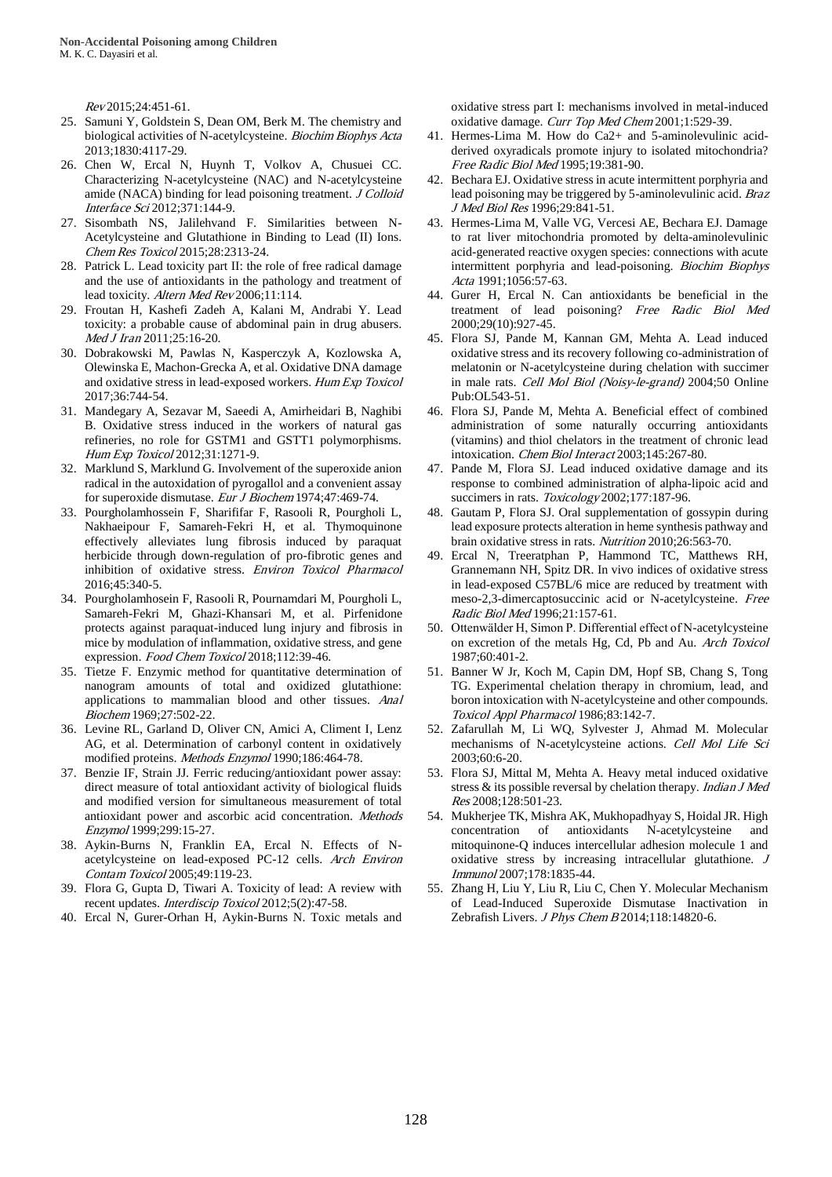*Rev* 2015;24:451-61.

25. Samuni Y, Goldstein S, Dean OM, Berk M. The chemistry and biological activities of N-acetylcysteine. *Biochim Biophys Acta* 2013;1830:4117-29.
26. Chen W, Ercal N, Huynh T, Volkov A, Chusuei CC. Characterizing N-acetylcysteine (NAC) and N-acetylcysteine amide (NACA) binding for lead poisoning treatment. *J Colloid Interface Sci* 2012;371:144-9.
27. Sisombath NS, Jalilehvand F. Similarities between N-Acetylcysteine and Glutathione in Binding to Lead (II) Ions. *Chem Res Toxicol* 2015;28:2313-24.
28. Patrick L. Lead toxicity part II: the role of free radical damage and the use of antioxidants in the pathology and treatment of lead toxicity. *Altern Med Rev* 2006;11:114.
29. Froutan H, Kashefi Zadeh A, Kalani M, Andrabi Y. Lead toxicity: a probable cause of abdominal pain in drug abusers. *Med J Iran* 2011;25:16-20.
30. Dobrakowski M, Pawlas N, Kasperczyk A, Kozlowska A, Olewinska E, Machon-Grecka A, et al. Oxidative DNA damage and oxidative stress in lead-exposed workers. *Hum Exp Toxicol* 2017;36:744-54.
31. Mandegary A, Sezavar M, Saeedi A, Amirheidari B, Naghibi B. Oxidative stress induced in the workers of natural gas refineries, no role for GSTM1 and GSTT1 polymorphisms. *Hum Exp Toxicol* 2012;31:1271-9.
32. Marklund S, Marklund G. Involvement of the superoxide anion radical in the autoxidation of pyrogallol and a convenient assay for superoxide dismutase. *Eur J Biochem* 1974;47:469-74.
33. Pourgholamhossein F, Sharififar F, Rasooli R, Pourgholi L, Nakhaeipour F, Samareh-Fekri H, et al. Thymoquinone effectively alleviates lung fibrosis induced by paraquat herbicide through down-regulation of pro-fibrotic genes and inhibition of oxidative stress. *Environ Toxicol Pharmacol* 2016;45:340-5.
34. Pourgholamhosein F, Rasooli R, Pournamdari M, Pourgholi L, Samareh-Fekri M, Ghazi-Khansari M, et al. Pirfenidone protects against paraquat-induced lung injury and fibrosis in mice by modulation of inflammation, oxidative stress, and gene expression. *Food Chem Toxicol* 2018;112:39-46.
35. Tietze F. Enzymic method for quantitative determination of nanogram amounts of total and oxidized glutathione: applications to mammalian blood and other tissues. *Anal Biochem* 1969;27:502-22.
36. Levine RL, Garland D, Oliver CN, Amici A, Climent I, Lenz AG, et al. Determination of carbonyl content in oxidatively modified proteins. *Methods Enzymol* 1990;186:464-78.
37. Benzie IF, Strain JJ. Ferric reducing/antioxidant power assay: direct measure of total antioxidant activity of biological fluids and modified version for simultaneous measurement of total antioxidant power and ascorbic acid concentration. *Methods Enzymol* 1999;299:15-27.
38. Aykin-Burns N, Franklin EA, Ercal N. Effects of N-acetylcysteine on lead-exposed PC-12 cells. *Arch Environ Contam Toxicol* 2005;49:119-23.
39. Flora G, Gupta D, Tiwari A. Toxicity of lead: A review with recent updates. *Interdiscip Toxicol* 2012;5(2):47-58.
40. Ercal N, Gurer-Orhan H, Aykin-Burns N. Toxic metals and oxidative stress part I: mechanisms involved in metal-induced oxidative damage. *Curr Top Med Chem* 2001;1:529-39.
41. Hermes-Lima M. How do Ca2+ and 5-aminolevulinic acid-derived oxyradicals promote injury to isolated mitochondria? *Free Radic Biol Med* 1995;19:381-90.
42. Bechara EJ. Oxidative stress in acute intermittent porphyria and lead poisoning may be triggered by 5-aminolevulinic acid. *Braz J Med Biol Res* 1996;29:841-51.
43. Hermes-Lima M, Valle VG, Vercesi AE, Bechara EJ. Damage to rat liver mitochondria promoted by delta-aminolevulinic acid-generated reactive oxygen species: connections with acute intermittent porphyria and lead-poisoning. *Biochim Biophys Acta* 1991;1056:57-63.
44. Gurer H, Ercal N. Can antioxidants be beneficial in the treatment of lead poisoning? *Free Radic Biol Med* 2000;29(10):927-45.
45. Flora SJ, Pande M, Kannan GM, Mehta A. Lead induced oxidative stress and its recovery following co-administration of melatonin or N-acetylcysteine during chelation with succimer in male rats. *Cell Mol Biol (Noisy-le-grand)* 2004;50 Online Pub:OL543-51.
46. Flora SJ, Pande M, Mehta A. Beneficial effect of combined administration of some naturally occurring antioxidants (vitamins) and thiol chelators in the treatment of chronic lead intoxication. *Chem Biol Interact* 2003;145:267-80.
47. Pande M, Flora SJ. Lead induced oxidative damage and its response to combined administration of alpha-lipoic acid and succimers in rats. *Toxicology* 2002;177:187-96.
48. Gautam P, Flora SJ. Oral supplementation of gossypin during lead exposure protects alteration in heme synthesis pathway and brain oxidative stress in rats. *Nutrition* 2010;26:563-70.
49. Ercal N, Treeratphan P, Hammond TC, Matthews RH, Grannemann NH, Spitz DR. In vivo indices of oxidative stress in lead-exposed C57BL/6 mice are reduced by treatment with meso-2,3-dimercaptosuccinic acid or N-acetylcysteine. *Free Radic Biol Med* 1996;21:157-61.
50. Ottenwälder H, Simon P. Differential effect of N-acetylcysteine on excretion of the metals Hg, Cd, Pb and Au. *Arch Toxicol* 1987;60:401-2.
51. Banner W Jr, Koch M, Capin DM, Hopf SB, Chang S, Tong TG. Experimental chelation therapy in chromium, lead, and boron intoxication with N-acetylcysteine and other compounds. *Toxicol Appl Pharmacol* 1986;83:142-7.
52. Zafarullah M, Li WQ, Sylvester J, Ahmad M. Molecular mechanisms of N-acetylcysteine actions. *Cell Mol Life Sci* 2003;60:6-20.
53. Flora SJ, Mittal M, Mehta A. Heavy metal induced oxidative stress & its possible reversal by chelation therapy. *Indian J Med Res* 2008;128:501-23.
54. Mukherjee TK, Mishra AK, Mukhopadhyay S, Hoidal JR. High concentration of antioxidants N-acetylcysteine and mitoquinone-Q induces intercellular adhesion molecule 1 and oxidative stress by increasing intracellular glutathione. *J Immunol* 2007;178:1835-44.
55. Zhang H, Liu Y, Liu R, Liu C, Chen Y. Molecular Mechanism of Lead-Induced Superoxide Dismutase Inactivation in Zebrafish Livers. *J Phys Chem B* 2014;118:14820-6.